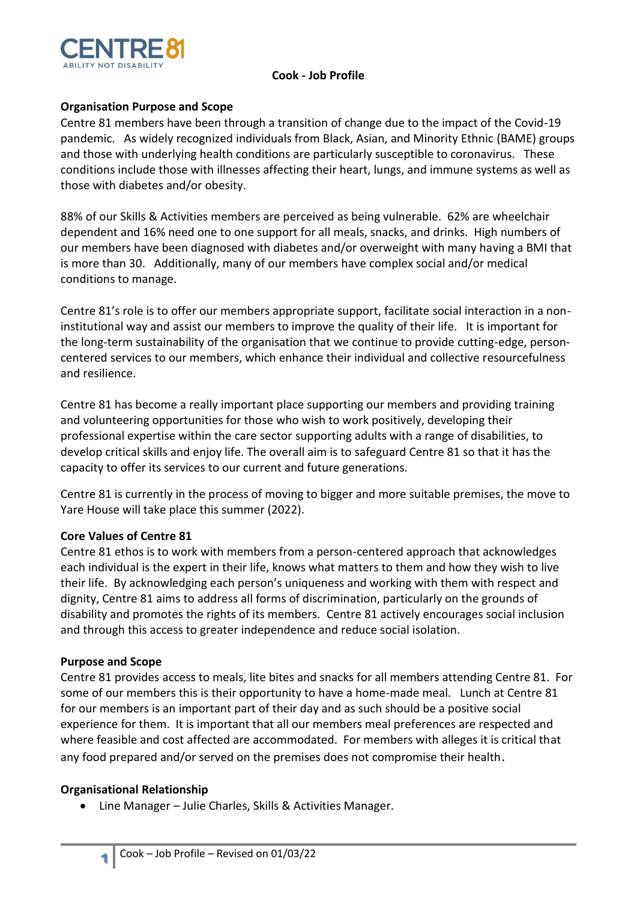CENTRE 81
ABILITY NOT DISABILITY

# Cook - Job Profile

## Organisation Purpose and Scope

Centre 81 members have been through a transition of change due to the impact of the Covid-19 pandemic. As widely recognized individuals from Black, Asian, and Minority Ethnic (BAME) groups and those with underlying health conditions are particularly susceptible to coronavirus. These conditions include those with illnesses affecting their heart, lungs, and immune systems as well as those with diabetes and/or obesity.

88% of our Skills & Activities members are perceived as being vulnerable. 62% are wheelchair dependent and 16% need one to one support for all meals, snacks, and drinks. High numbers of our members have been diagnosed with diabetes and/or overweight with many having a BMI that is more than 30. Additionally, many of our members have complex social and/or medical conditions to manage.

Centre 81's role is to offer our members appropriate support, facilitate social interaction in a non-institutional way and assist our members to improve the quality of their life. It is important for the long-term sustainability of the organisation that we continue to provide cutting-edge, person-centered services to our members, which enhance their individual and collective resourcefulness and resilience.

Centre 81 has become a really important place supporting our members and providing training and volunteering opportunities for those who wish to work positively, developing their professional expertise within the care sector supporting adults with a range of disabilities, to develop critical skills and enjoy life. The overall aim is to safeguard Centre 81 so that it has the capacity to offer its services to our current and future generations.

Centre 81 is currently in the process of moving to bigger and more suitable premises, the move to Yare House will take place this summer (2022).

## Core Values of Centre 81

Centre 81 ethos is to work with members from a person-centered approach that acknowledges each individual is the expert in their life, knows what matters to them and how they wish to live their life. By acknowledging each person's uniqueness and working with them with respect and dignity, Centre 81 aims to address all forms of discrimination, particularly on the grounds of disability and promotes the rights of its members. Centre 81 actively encourages social inclusion and through this access to greater independence and reduce social isolation.

## Purpose and Scope

Centre 81 provides access to meals, lite bites and snacks for all members attending Centre 81. For some of our members this is their opportunity to have a home-made meal. Lunch at Centre 81 for our members is an important part of their day and as such should be a positive social experience for them. It is important that all our members meal preferences are respected and where feasible and cost affected are accommodated. For members with alleges it is critical that any food prepared and/or served on the premises does not compromise their health.

## Organisational Relationship

- Line Manager – Julie Charles, Skills & Activities Manager.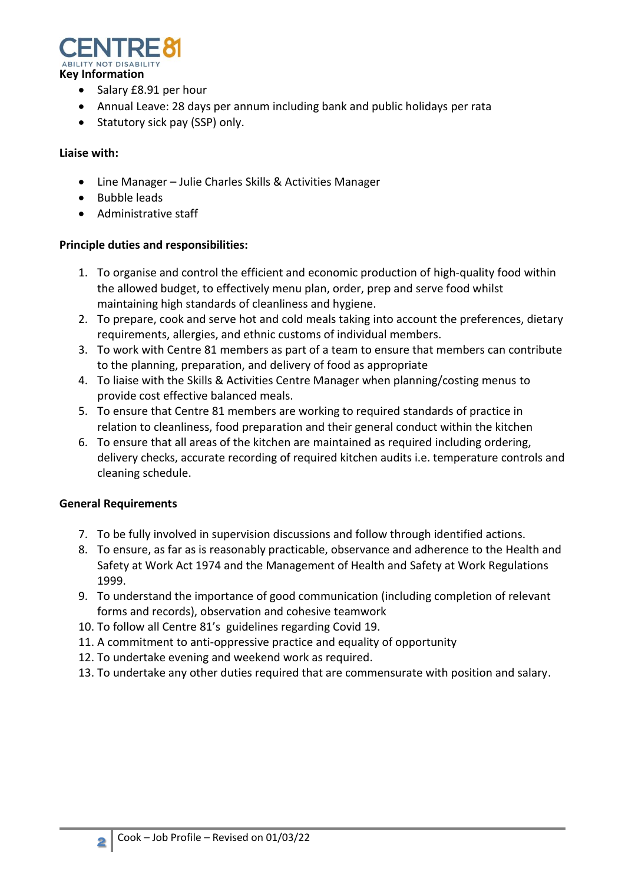**Key Information**

- Salary £8.91 per hour
- Annual Leave: 28 days per annum including bank and public holidays per rata
- Statutory sick pay (SSP) only.

**Liaise with:**

- Line Manager – Julie Charles Skills & Activities Manager
- Bubble leads
- Administrative staff

**Principle duties and responsibilities:**

1. To organise and control the efficient and economic production of high-quality food within the allowed budget, to effectively menu plan, order, prep and serve food whilst maintaining high standards of cleanliness and hygiene.
2. To prepare, cook and serve hot and cold meals taking into account the preferences, dietary requirements, allergies, and ethnic customs of individual members.
3. To work with Centre 81 members as part of a team to ensure that members can contribute to the planning, preparation, and delivery of food as appropriate
4. To liaise with the Skills & Activities Centre Manager when planning/costing menus to provide cost effective balanced meals.
5. To ensure that Centre 81 members are working to required standards of practice in relation to cleanliness, food preparation and their general conduct within the kitchen
6. To ensure that all areas of the kitchen are maintained as required including ordering, delivery checks, accurate recording of required kitchen audits i.e. temperature controls and cleaning schedule.

**General Requirements**

7. To be fully involved in supervision discussions and follow through identified actions.
8. To ensure, as far as is reasonably practicable, observance and adherence to the Health and Safety at Work Act 1974 and the Management of Health and Safety at Work Regulations 1999.
9. To understand the importance of good communication (including completion of relevant forms and records), observation and cohesive teamwork
10. To follow all Centre 81's guidelines regarding Covid 19.
11. A commitment to anti-oppressive practice and equality of opportunity
12. To undertake evening and weekend work as required.
13. To undertake any other duties required that are commensurate with position and salary.